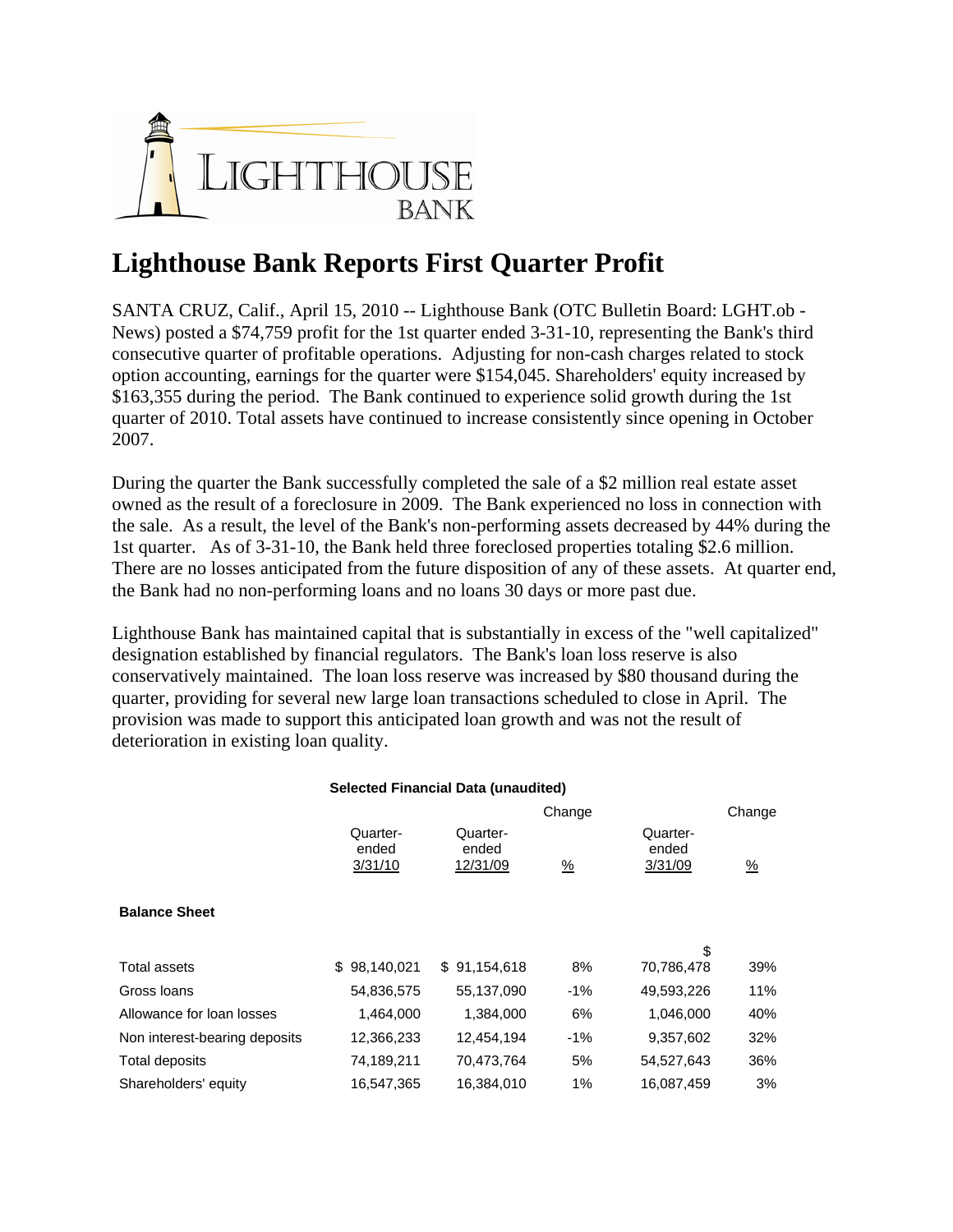LIGHTHOUSE BANK

# Lighthouse Bank Reports First Quarter Profit

SANTA CRUZ, Calif., April 15, 2010 -- Lighthouse Bank (OTC Bulletin Board: LGHT.ob - News) posted a $74,759 profit for the 1st quarter ended 3-31-10, representing the Bank's third consecutive quarter of profitable operations. Adjusting for non-cash charges related to stock option accounting, earnings for the quarter were $154,045. Shareholders' equity increased by $163,355 during the period. The Bank continued to experience solid growth during the 1st quarter of 2010. Total assets have continued to increase consistently since opening in October 2007.

During the quarter the Bank successfully completed the sale of a $2 million real estate asset owned as the result of a foreclosure in 2009. The Bank experienced no loss in connection with the sale. As a result, the level of the Bank's non-performing assets decreased by 44% during the 1st quarter. As of 3-31-10, the Bank held three foreclosed properties totaling $2.6 million. There are no losses anticipated from the future disposition of any of these assets. At quarter end, the Bank had no non-performing loans and no loans 30 days or more past due.

Lighthouse Bank has maintained capital that is substantially in excess of the "well capitalized" designation established by financial regulators. The Bank's loan loss reserve is also conservatively maintained. The loan loss reserve was increased by $80 thousand during the quarter, providing for several new large loan transactions scheduled to close in April. The provision was made to support this anticipated loan growth and was not the result of deterioration in existing loan quality.

**Selected Financial Data (unaudited)**

| | Quarter-ended 3/31/10 | Quarter-ended 12/31/09 | Change % | Quarter-ended 3/31/09 | Change % |
|---|---|---|---|---|---|
| **Balance Sheet** | | | | | |
| Total assets | $ 98,140,021 | $ 91,154,618 | 8% | $ 70,786,478 | 39% |
| Gross loans | 54,836,575 | 55,137,090 | -1% | 49,593,226 | 11% |
| Allowance for loan losses | 1,464,000 | 1,384,000 | 6% | 1,046,000 | 40% |
| Non interest-bearing deposits | 12,366,233 | 12,454,194 | -1% | 9,357,602 | 32% |
| Total deposits | 74,189,211 | 70,473,764 | 5% | 54,527,643 | 36% |
| Shareholders' equity | 16,547,365 | 16,384,010 | 1% | 16,087,459 | 3% |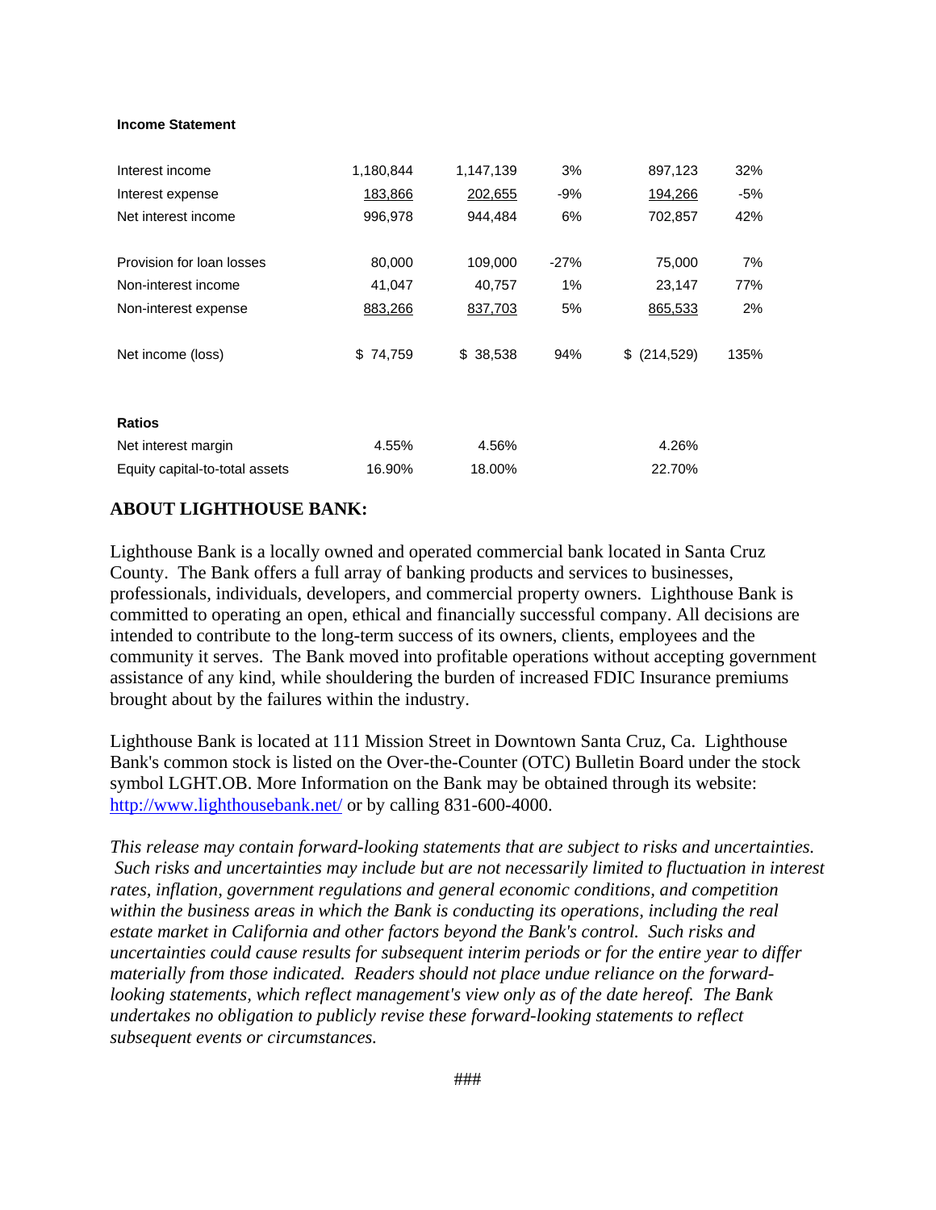**Income Statement**

| | | | | | |
|---|---|---|---|---|---|
| Interest income | 1,180,844 | 1,147,139 | 3% | 897,123 | 32% |
| Interest expense | 183,866 | 202,655 | -9% | 194,266 | -5% |
| Net interest income | 996,978 | 944,484 | 6% | 702,857 | 42% |
| | | | | | |
| Provision for loan losses | 80,000 | 109,000 | -27% | 75,000 | 7% |
| Non-interest income | 41,047 | 40,757 | 1% | 23,147 | 77% |
| Non-interest expense | 883,266 | 837,703 | 5% | 865,533 | 2% |
| | | | | | |
| Net income (loss) | $ 74,759 | $ 38,538 | 94% | $ (214,529) | 135% |

**Ratios**

| | | | | | |
|---|---|---|---|---|---|
| Net interest margin | 4.55% | 4.56% | | 4.26% | |
| Equity capital-to-total assets | 16.90% | 18.00% | | 22.70% | |

## ABOUT LIGHTHOUSE BANK:

Lighthouse Bank is a locally owned and operated commercial bank located in Santa Cruz County. The Bank offers a full array of banking products and services to businesses, professionals, individuals, developers, and commercial property owners. Lighthouse Bank is committed to operating an open, ethical and financially successful company. All decisions are intended to contribute to the long-term success of its owners, clients, employees and the community it serves. The Bank moved into profitable operations without accepting government assistance of any kind, while shouldering the burden of increased FDIC Insurance premiums brought about by the failures within the industry.

Lighthouse Bank is located at 111 Mission Street in Downtown Santa Cruz, Ca. Lighthouse Bank's common stock is listed on the Over-the-Counter (OTC) Bulletin Board under the stock symbol LGHT.OB. More Information on the Bank may be obtained through its website: http://www.lighthousebank.net/ or by calling 831-600-4000.

*This release may contain forward-looking statements that are subject to risks and uncertainties. Such risks and uncertainties may include but are not necessarily limited to fluctuation in interest rates, inflation, government regulations and general economic conditions, and competition within the business areas in which the Bank is conducting its operations, including the real estate market in California and other factors beyond the Bank's control. Such risks and uncertainties could cause results for subsequent interim periods or for the entire year to differ materially from those indicated. Readers should not place undue reliance on the forward-looking statements, which reflect management's view only as of the date hereof. The Bank undertakes no obligation to publicly revise these forward-looking statements to reflect subsequent events or circumstances.*

###